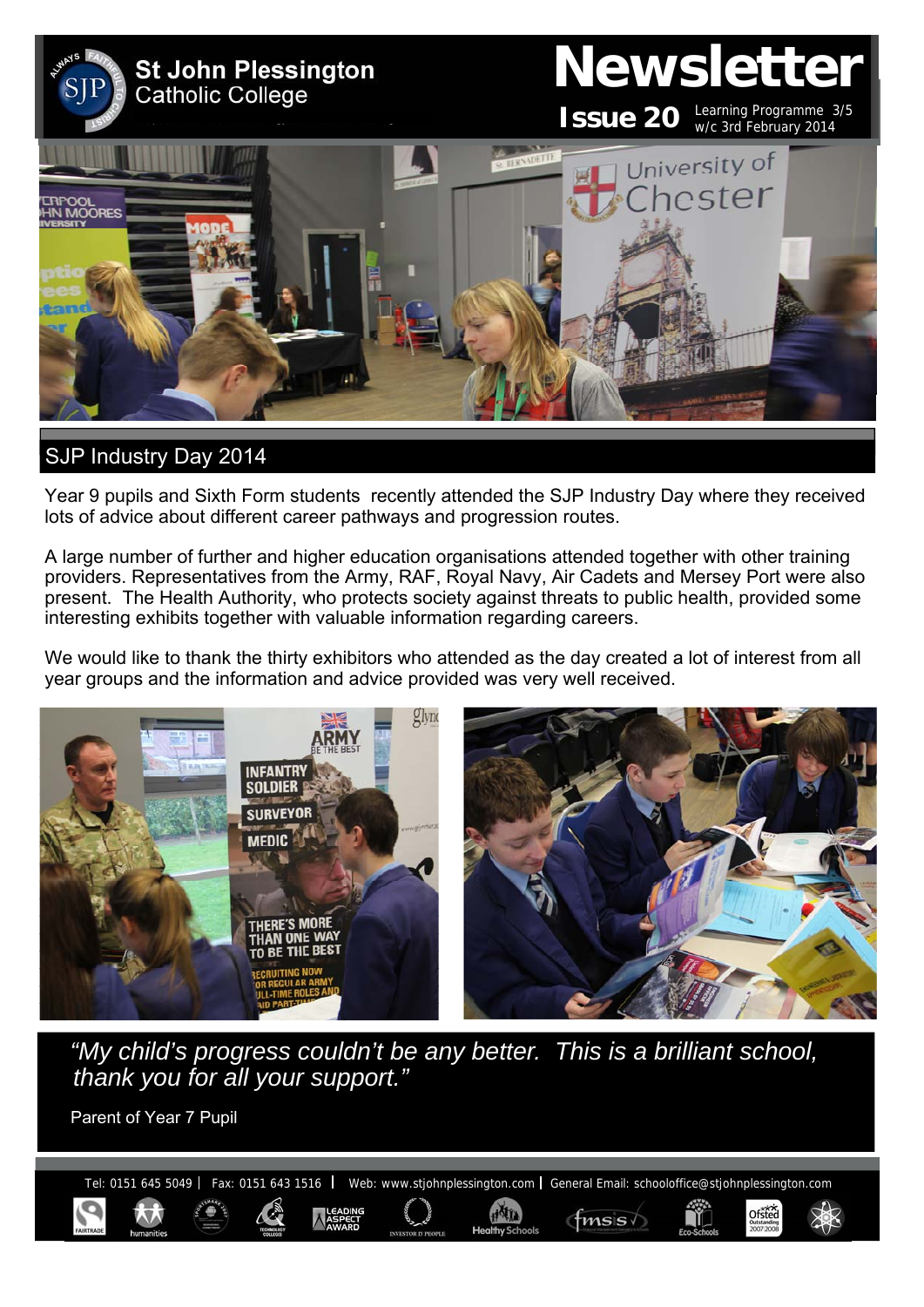# St John Plessington Catholic College

# Newsletter

**Issue 20** Learning Programme 3/5 w/c 3rd February 2014

## SJP Industry Day 2014

Year 9 pupils and Sixth Form students recently attended the SJP Industry Day where they received lots of advice about different career pathways and progression routes.

A large number of further and higher education organisations attended together with other training providers. Representatives from the Army, RAF, Royal Navy, Air Cadets and Mersey Port were also present. The Health Authority, who protects society against threats to public health, provided some interesting exhibits together with valuable information regarding careers.

We would like to thank the thirty exhibitors who attended as the day created a lot of interest from all year groups and the information and advice provided was very well received.

*"My child's progress couldn't be any better. This is a brilliant school, thank you for all your support."*

Parent of Year 7 Pupil

Tel: 0151 645 5049 | Fax: 0151 643 1516 | Web: www.stjohnplessington.com | General Email: schooloffice@stjohnplessington.com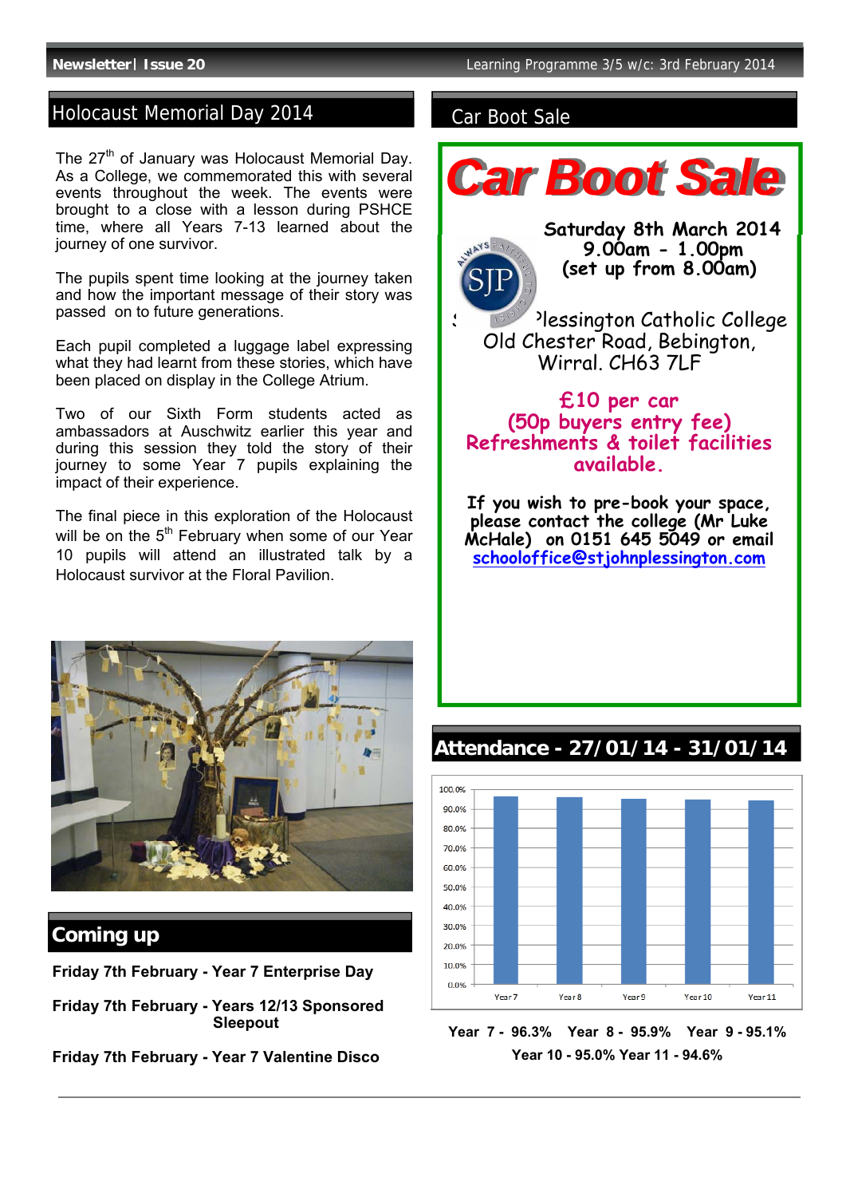## Holocaust Memorial Day 2014

The 27th of January was Holocaust Memorial Day. As a College, we commemorated this with several events throughout the week. The events were brought to a close with a lesson during PSHCE time, where all Years 7-13 learned about the journey of one survivor.

The pupils spent time looking at the journey taken and how the important message of their story was passed on to future generations.

Each pupil completed a luggage label expressing what they had learnt from these stories, which have been placed on display in the College Atrium.

Two of our Sixth Form students acted as ambassadors at Auschwitz earlier this year and during this session they told the story of their journey to some Year 7 pupils explaining the impact of their experience.

The final piece in this exploration of the Holocaust will be on the 5th February when some of our Year 10 pupils will attend an illustrated talk by a Holocaust survivor at the Floral Pavilion.

## Coming up

**Friday 7th February - Year 7 Enterprise Day**

**Friday 7th February - Years 12/13 Sponsored Sleepout**

**Friday 7th February - Year 7 Valentine Disco**

## Car Boot Sale

# Car Boot Sale

**Saturday 8th March 2014**
**9.00am - 1.00pm**
**(set up from 8.00am)**

St John Plessington Catholic College
Old Chester Road, Bebington,
Wirral. CH63 7LF

**£10 per car**
**(50p buyers entry fee)**
**Refreshments & toilet facilities available.**

**If you wish to pre-book your space, please contact the college (Mr Luke McHale) on 0151 645 5049 or email [schooloffice@stjohnplessington.com](mailto:schooloffice@stjohnplessington.com)**

## Attendance - 27/01/14 - 31/01/14

**Year 7 - 96.3% Year 8 - 95.9% Year 9 - 95.1%**
**Year 10 - 95.0% Year 11 - 94.6%**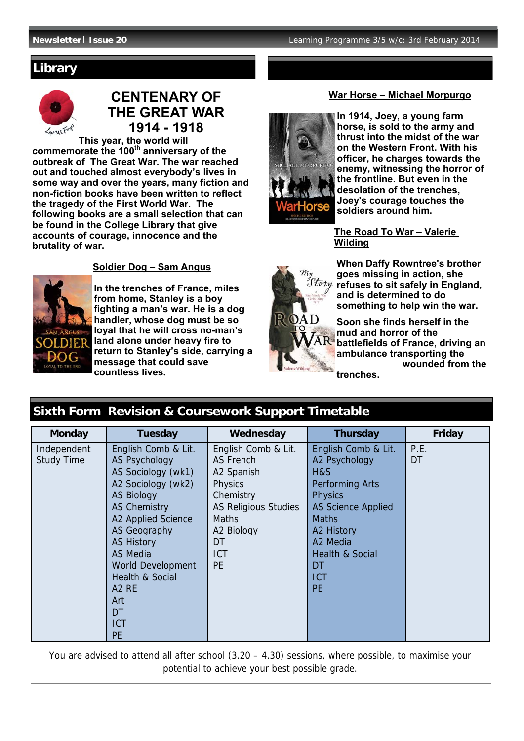## Library

# CENTENARY OF THE GREAT WAR 1914 - 1918

**This year, the world will commemorate the 100th anniversary of the outbreak of The Great War. The war reached out and touched almost everybody's lives in some way and over the years, many fiction and non-fiction books have been written to reflect the tragedy of the First World War. The following books are a small selection that can be found in the College Library that give accounts of courage, innocence and the brutality of war.**

### Soldier Dog – Sam Angus

**In the trenches of France, miles from home, Stanley is a boy fighting a man's war. He is a dog handler, whose dog must be so loyal that he will cross no-man's land alone under heavy fire to return to Stanley's side, carrying a message that could save countless lives.**

### War Horse – Michael Morpurgo

**In 1914, Joey, a young farm horse, is sold to the army and thrust into the midst of the war on the Western Front. With his officer, he charges towards the enemy, witnessing the horror of the frontline. But even in the desolation of the trenches, Joey's courage touches the soldiers around him.**

### The Road To War – Valerie Wilding

**When Daffy Rowntree's brother goes missing in action, she refuses to sit safely in England, and is determined to do something to help win the war.**

**Soon she finds herself in the mud and horror of the battlefields of France, driving an ambulance transporting the wounded from the trenches.**

## Sixth Form Revision & Coursework Support Timetable

| Monday | Tuesday | Wednesday | Thursday | Friday |
|---|---|---|---|---|
| Independent Study Time | English Comb & Lit.<br>AS Psychology<br>AS Sociology (wk1)<br>A2 Sociology (wk2)<br>AS Biology<br>AS Chemistry<br>A2 Applied Science<br>AS Geography<br>AS History<br>AS Media<br>World Development<br>Health & Social<br>A2 RE<br>Art<br>DT<br>ICT<br>PE | English Comb & Lit.<br>AS French<br>A2 Spanish<br>Physics<br>Chemistry<br>AS Religious Studies<br>Maths<br>A2 Biology<br>DT<br>ICT<br>PE | English Comb & Lit.<br>A2 Psychology<br>H&S<br>Performing Arts<br>Physics<br>AS Science Applied<br>Maths<br>A2 History<br>A2 Media<br>Health & Social<br>DT<br>ICT<br>PE | P.E.<br>DT |

You are advised to attend all after school (3.20 – 4.30) sessions, where possible, to maximise your potential to achieve your best possible grade.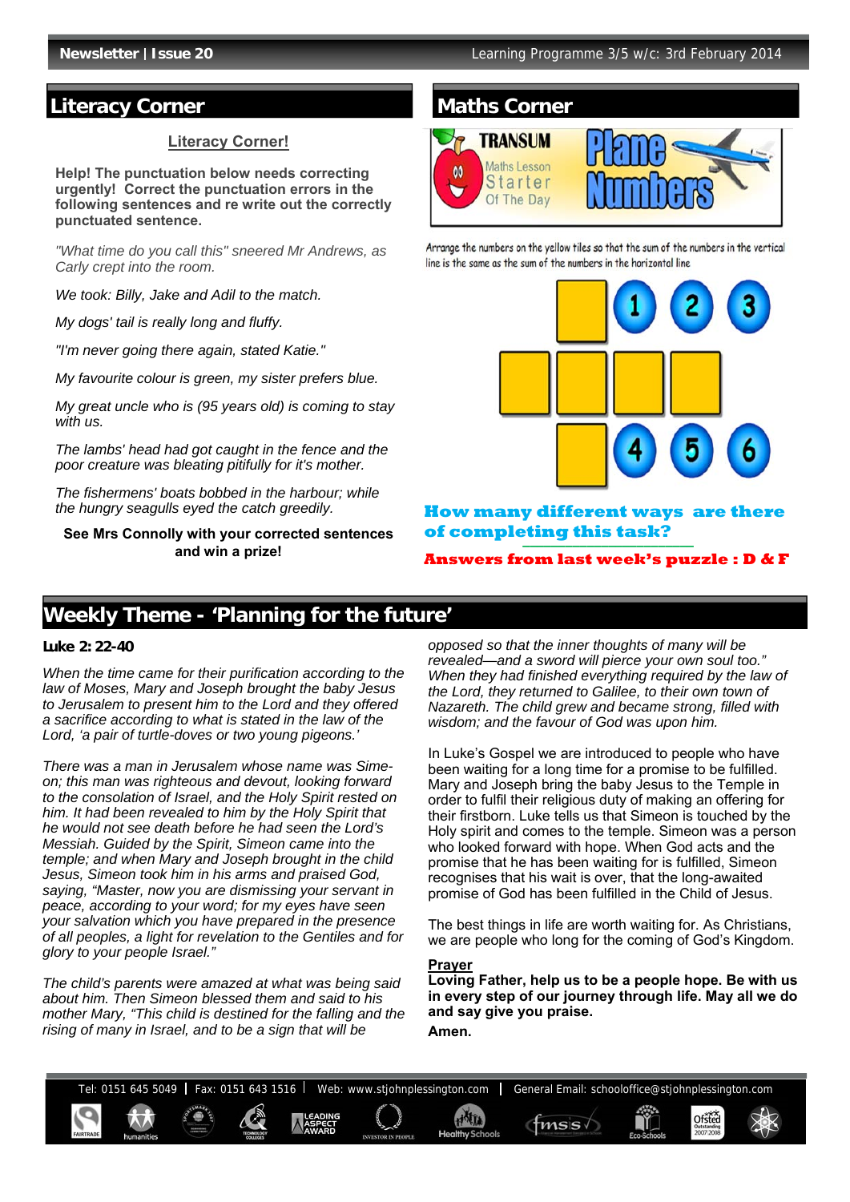Newsletter | Issue 20 — Learning Programme 3/5 w/c: 3rd February 2014

## Literacy Corner

**Literacy Corner!**

**Help! The punctuation below needs correcting urgently! Correct the punctuation errors in the following sentences and re write out the correctly punctuated sentence.**

*"What time do you call this" sneered Mr Andrews, as Carly crept into the room.*

*We took: Billy, Jake and Adil to the match.*

*My dogs' tail is really long and fluffy.*

*"I'm never going there again, stated Katie."*

*My favourite colour is green, my sister prefers blue.*

*My great uncle who is (95 years old) is coming to stay with us.*

*The lambs' head had got caught in the fence and the poor creature was bleating pitifully for it's mother.*

*The fishermens' boats bobbed in the harbour; while the hungry seagulls eyed the catch greedily.*

**See Mrs Connolly with your corrected sentences and win a prize!**

## Maths Corner

TRANSUM Maths Lesson Starter Of The Day — Plane Numbers

Arrange the numbers on the yellow tiles so that the sum of the numbers in the vertical line is the same as the sum of the numbers in the horizontal line

1 2 3 4 5 6

**How many different ways are there of completing this task?**

**Answers from last week's puzzle : D & F**

## Weekly Theme - 'Planning for the future'

**Luke 2: 22-40**

*When the time came for their purification according to the law of Moses, Mary and Joseph brought the baby Jesus to Jerusalem to present him to the Lord and they offered a sacrifice according to what is stated in the law of the Lord, 'a pair of turtle-doves or two young pigeons.'*

*There was a man in Jerusalem whose name was Simeon; this man was righteous and devout, looking forward to the consolation of Israel, and the Holy Spirit rested on him. It had been revealed to him by the Holy Spirit that he would not see death before he had seen the Lord's Messiah. Guided by the Spirit, Simeon came into the temple; and when Mary and Joseph brought in the child Jesus, Simeon took him in his arms and praised God, saying, "Master, now you are dismissing your servant in peace, according to your word; for my eyes have seen your salvation which you have prepared in the presence of all peoples, a light for revelation to the Gentiles and for glory to your people Israel."*

*The child's parents were amazed at what was being said about him. Then Simeon blessed them and said to his mother Mary, "This child is destined for the falling and the rising of many in Israel, and to be a sign that will be opposed so that the inner thoughts of many will be revealed—and a sword will pierce your own soul too." When they had finished everything required by the law of the Lord, they returned to Galilee, to their own town of Nazareth. The child grew and became strong, filled with wisdom; and the favour of God was upon him.*

In Luke's Gospel we are introduced to people who have been waiting for a long time for a promise to be fulfilled. Mary and Joseph bring the baby Jesus to the Temple in order to fulfil their religious duty of making an offering for their firstborn. Luke tells us that Simeon is touched by the Holy spirit and comes to the temple. Simeon was a person who looked forward with hope. When God acts and the promise that he has been waiting for is fulfilled, Simeon recognises that his wait is over, that the long-awaited promise of God has been fulfilled in the Child of Jesus.

The best things in life are worth waiting for. As Christians, we are people who long for the coming of God's Kingdom.

**Prayer**

**Loving Father, help us to be a people hope. Be with us in every step of our journey through life. May all we do and say give you praise.**

**Amen.**

Tel: 0151 645 5049 | Fax: 0151 643 1516 | Web: www.stjohnplessington.com | General Email: schooloffice@stjohnplessington.com